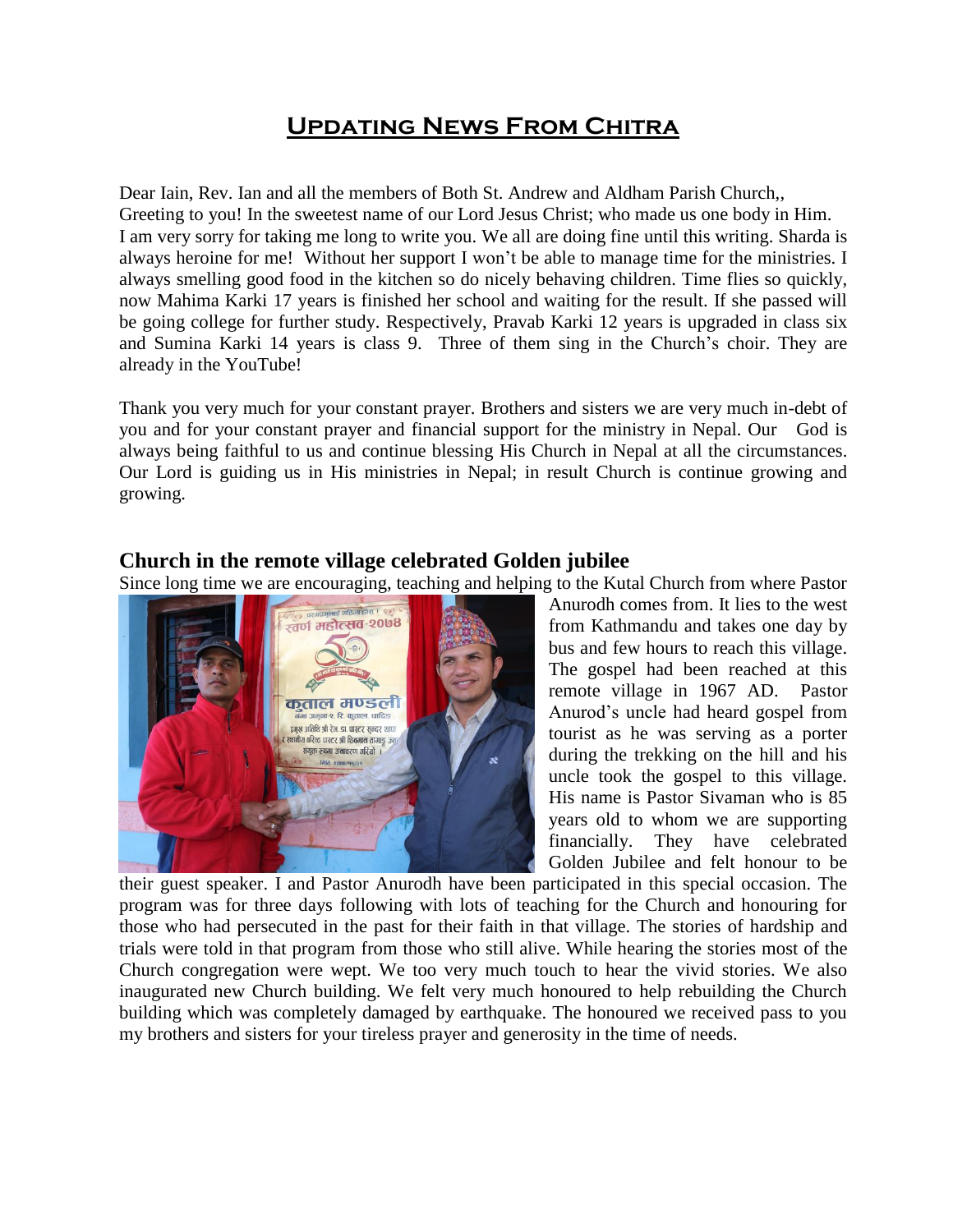# Updating News From Chitra

Dear Iain, Rev. Ian and all the members of Both St. Andrew and Aldham Parish Church,,
Greeting to you! In the sweetest name of our Lord Jesus Christ; who made us one body in Him. I am very sorry for taking me long to write you. We all are doing fine until this writing. Sharda is always heroine for me! Without her support I won't be able to manage time for the ministries. I always smelling good food in the kitchen so do nicely behaving children. Time flies so quickly, now Mahima Karki 17 years is finished her school and waiting for the result. If she passed will be going college for further study. Respectively, Pravab Karki 12 years is upgraded in class six and Sumina Karki 14 years is class 9. Three of them sing in the Church's choir. They are already in the YouTube!

Thank you very much for your constant prayer. Brothers and sisters we are very much in-debt of you and for your constant prayer and financial support for the ministry in Nepal. Our God is always being faithful to us and continue blessing His Church in Nepal at all the circumstances. Our Lord is guiding us in His ministries in Nepal; in result Church is continue growing and growing.

## Church in the remote village celebrated Golden jubilee

Since long time we are encouraging, teaching and helping to the Kutal Church from where Pastor Anurodh comes from. It lies to the west from Kathmandu and takes one day by bus and few hours to reach this village. The gospel had been reached at this remote village in 1967 AD. Pastor Anurod's uncle had heard gospel from tourist as he was serving as a porter during the trekking on the hill and his uncle took the gospel to this village. His name is Pastor Sivaman who is 85 years old to whom we are supporting financially. They have celebrated Golden Jubilee and felt honour to be their guest speaker. I and Pastor Anurodh have been participated in this special occasion. The program was for three days following with lots of teaching for the Church and honouring for those who had persecuted in the past for their faith in that village. The stories of hardship and trials were told in that program from those who still alive. While hearing the stories most of the Church congregation were wept. We too very much touch to hear the vivid stories. We also inaugurated new Church building. We felt very much honoured to help rebuilding the Church building which was completely damaged by earthquake. The honoured we received pass to you my brothers and sisters for your tireless prayer and generosity in the time of needs.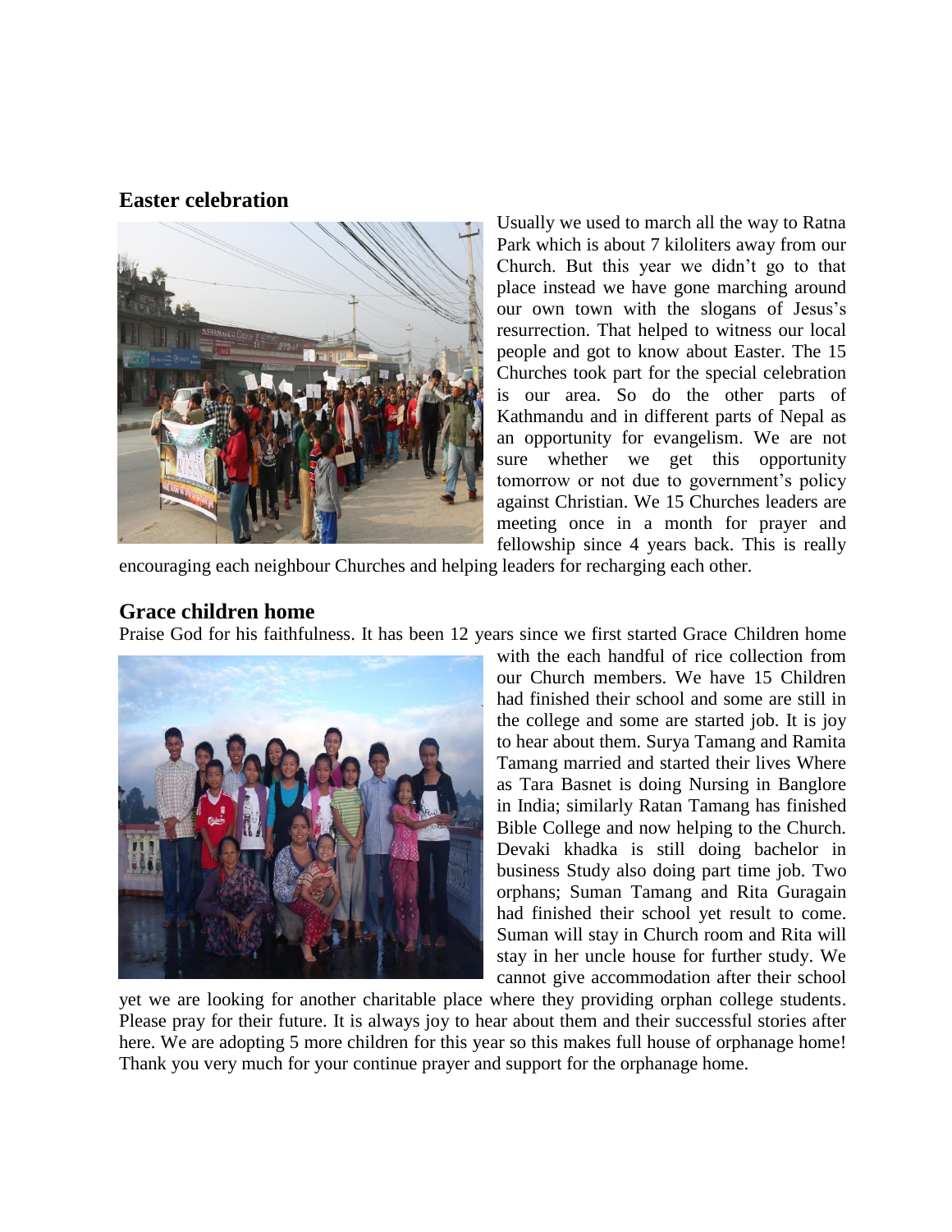## Easter celebration

Usually we used to march all the way to Ratna Park which is about 7 kiloliters away from our Church. But this year we didn't go to that place instead we have gone marching around our own town with the slogans of Jesus's resurrection. That helped to witness our local people and got to know about Easter. The 15 Churches took part for the special celebration is our area. So do the other parts of Kathmandu and in different parts of Nepal as an opportunity for evangelism. We are not sure whether we get this opportunity tomorrow or not due to government's policy against Christian. We 15 Churches leaders are meeting once in a month for prayer and fellowship since 4 years back. This is really encouraging each neighbour Churches and helping leaders for recharging each other.

## Grace children home

Praise God for his faithfulness. It has been 12 years since we first started Grace Children home with the each handful of rice collection from our Church members. We have 15 Children had finished their school and some are still in the college and some are started job. It is joy to hear about them. Surya Tamang and Ramita Tamang married and started their lives Where as Tara Basnet is doing Nursing in Banglore in India; similarly Ratan Tamang has finished Bible College and now helping to the Church. Devaki khadka is still doing bachelor in business Study also doing part time job. Two orphans; Suman Tamang and Rita Guragain had finished their school yet result to come. Suman will stay in Church room and Rita will stay in her uncle house for further study. We cannot give accommodation after their school yet we are looking for another charitable place where they providing orphan college students. Please pray for their future. It is always joy to hear about them and their successful stories after here. We are adopting 5 more children for this year so this makes full house of orphanage home! Thank you very much for your continue prayer and support for the orphanage home.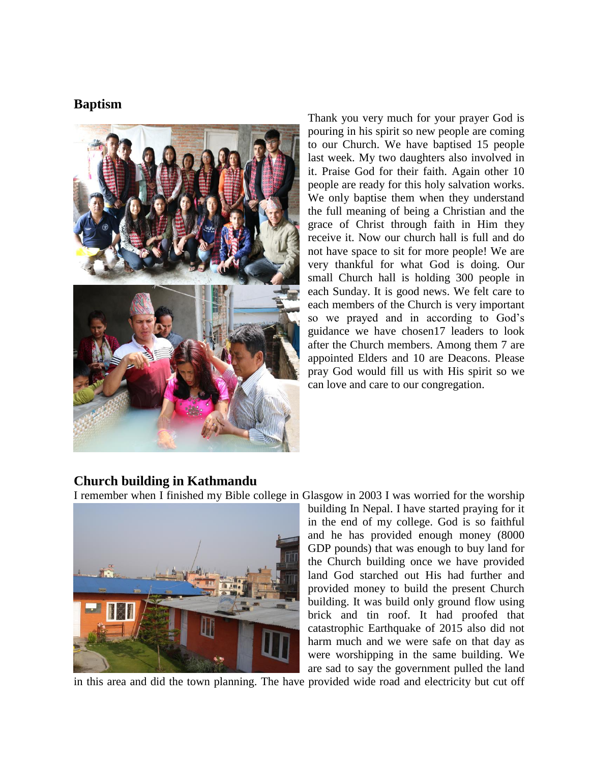## Baptism

Thank you very much for your prayer God is pouring in his spirit so new people are coming to our Church. We have baptised 15 people last week. My two daughters also involved in it. Praise God for their faith. Again other 10 people are ready for this holy salvation works. We only baptise them when they understand the full meaning of being a Christian and the grace of Christ through faith in Him they receive it. Now our church hall is full and do not have space to sit for more people! We are very thankful for what God is doing. Our small Church hall is holding 300 people in each Sunday. It is good news. We felt care to each members of the Church is very important so we prayed and in according to God's guidance we have chosen17 leaders to look after the Church members. Among them 7 are appointed Elders and 10 are Deacons. Please pray God would fill us with His spirit so we can love and care to our congregation.

## Church building in Kathmandu

I remember when I finished my Bible college in Glasgow in 2003 I was worried for the worship building In Nepal. I have started praying for it in the end of my college. God is so faithful and he has provided enough money (8000 GDP pounds) that was enough to buy land for the Church building once we have provided land God starched out His had further and provided money to build the present Church building. It was build only ground flow using brick and tin roof. It had proofed that catastrophic Earthquake of 2015 also did not harm much and we were safe on that day as were worshipping in the same building. We are sad to say the government pulled the land in this area and did the town planning. The have provided wide road and electricity but cut off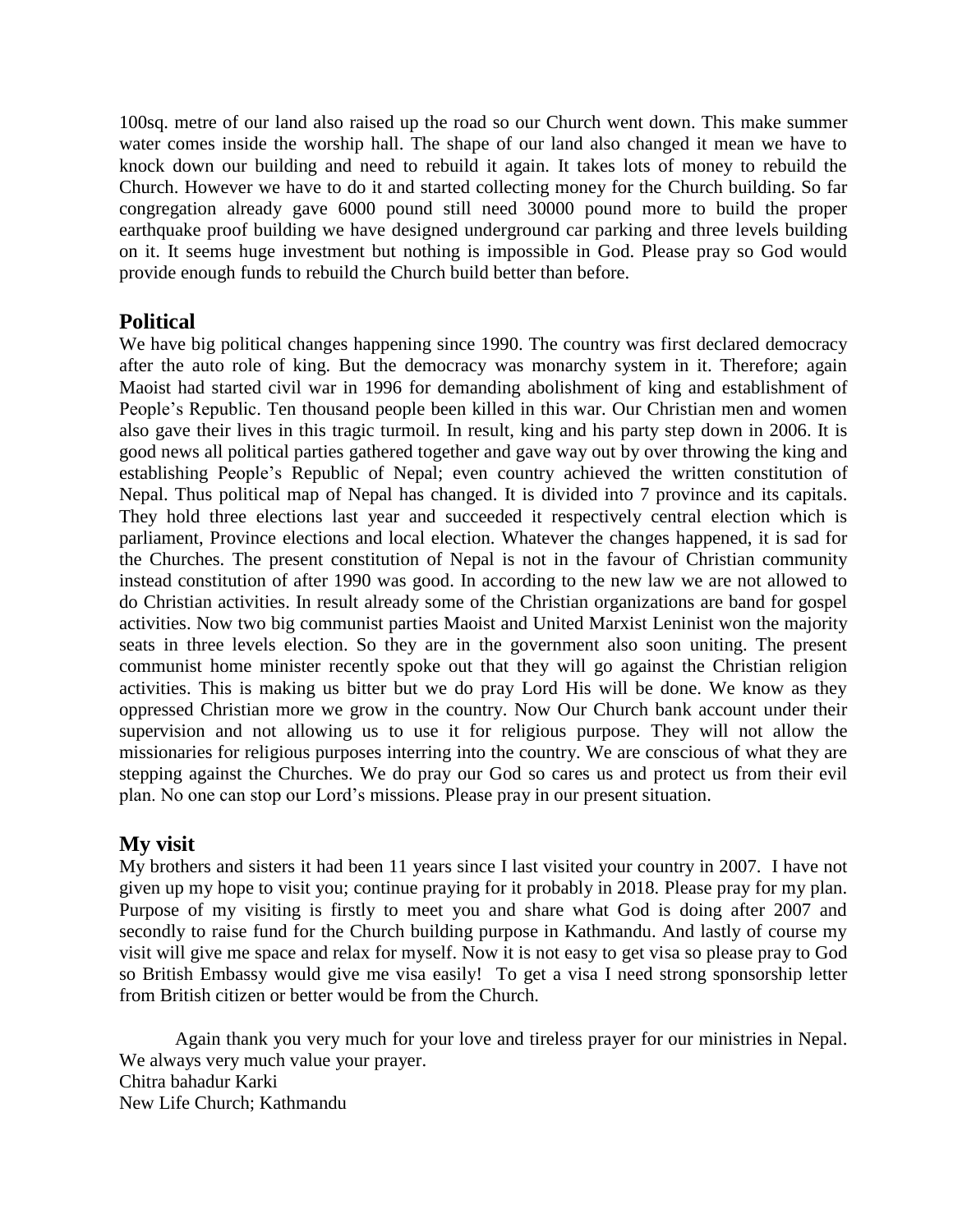100sq. metre of our land also raised up the road so our Church went down. This make summer water comes inside the worship hall. The shape of our land also changed it mean we have to knock down our building and need to rebuild it again. It takes lots of money to rebuild the Church. However we have to do it and started collecting money for the Church building. So far congregation already gave 6000 pound still need 30000 pound more to build the proper earthquake proof building we have designed underground car parking and three levels building on it. It seems huge investment but nothing is impossible in God. Please pray so God would provide enough funds to rebuild the Church build better than before.

## Political

We have big political changes happening since 1990. The country was first declared democracy after the auto role of king. But the democracy was monarchy system in it. Therefore; again Maoist had started civil war in 1996 for demanding abolishment of king and establishment of People's Republic. Ten thousand people been killed in this war. Our Christian men and women also gave their lives in this tragic turmoil. In result, king and his party step down in 2006. It is good news all political parties gathered together and gave way out by over throwing the king and establishing People's Republic of Nepal; even country achieved the written constitution of Nepal. Thus political map of Nepal has changed. It is divided into 7 province and its capitals. They hold three elections last year and succeeded it respectively central election which is parliament, Province elections and local election. Whatever the changes happened, it is sad for the Churches. The present constitution of Nepal is not in the favour of Christian community instead constitution of after 1990 was good. In according to the new law we are not allowed to do Christian activities. In result already some of the Christian organizations are band for gospel activities. Now two big communist parties Maoist and United Marxist Leninist won the majority seats in three levels election. So they are in the government also soon uniting. The present communist home minister recently spoke out that they will go against the Christian religion activities. This is making us bitter but we do pray Lord His will be done. We know as they oppressed Christian more we grow in the country. Now Our Church bank account under their supervision and not allowing us to use it for religious purpose. They will not allow the missionaries for religious purposes interring into the country. We are conscious of what they are stepping against the Churches. We do pray our God so cares us and protect us from their evil plan. No one can stop our Lord's missions. Please pray in our present situation.

## My visit

My brothers and sisters it had been 11 years since I last visited your country in 2007. I have not given up my hope to visit you; continue praying for it probably in 2018. Please pray for my plan. Purpose of my visiting is firstly to meet you and share what God is doing after 2007 and secondly to raise fund for the Church building purpose in Kathmandu. And lastly of course my visit will give me space and relax for myself. Now it is not easy to get visa so please pray to God so British Embassy would give me visa easily! To get a visa I need strong sponsorship letter from British citizen or better would be from the Church.

Again thank you very much for your love and tireless prayer for our ministries in Nepal. We always very much value your prayer.

Chitra bahadur Karki
New Life Church; Kathmandu